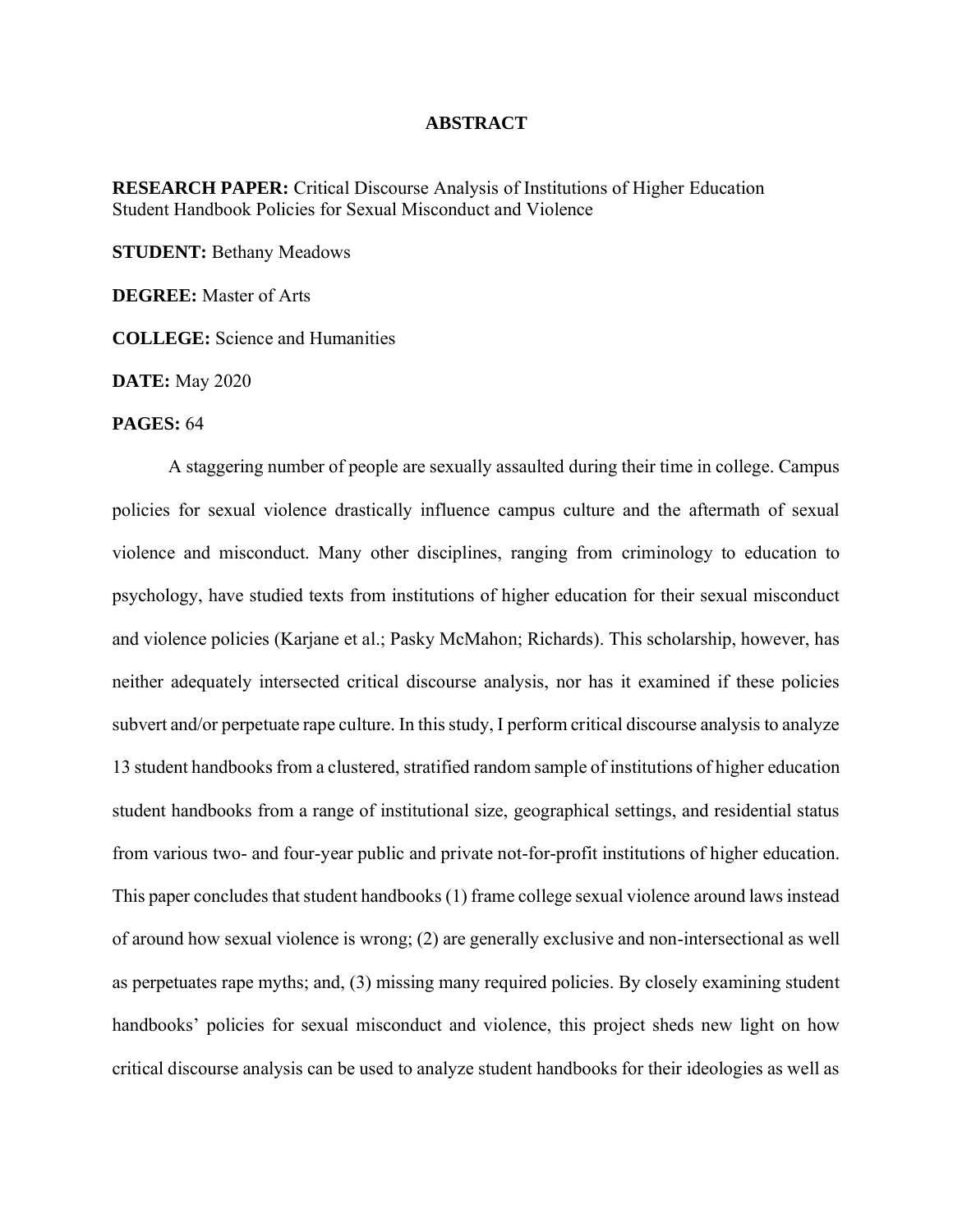# ABSTRACT

**RESEARCH PAPER:** Critical Discourse Analysis of Institutions of Higher Education Student Handbook Policies for Sexual Misconduct and Violence

**STUDENT:** Bethany Meadows

**DEGREE:** Master of Arts

**COLLEGE:** Science and Humanities

**DATE:** May 2020

**PAGES:** 64

A staggering number of people are sexually assaulted during their time in college. Campus policies for sexual violence drastically influence campus culture and the aftermath of sexual violence and misconduct. Many other disciplines, ranging from criminology to education to psychology, have studied texts from institutions of higher education for their sexual misconduct and violence policies (Karjane et al.; Pasky McMahon; Richards). This scholarship, however, has neither adequately intersected critical discourse analysis, nor has it examined if these policies subvert and/or perpetuate rape culture. In this study, I perform critical discourse analysis to analyze 13 student handbooks from a clustered, stratified random sample of institutions of higher education student handbooks from a range of institutional size, geographical settings, and residential status from various two- and four-year public and private not-for-profit institutions of higher education. This paper concludes that student handbooks (1) frame college sexual violence around laws instead of around how sexual violence is wrong; (2) are generally exclusive and non-intersectional as well as perpetuates rape myths; and, (3) missing many required policies. By closely examining student handbooks' policies for sexual misconduct and violence, this project sheds new light on how critical discourse analysis can be used to analyze student handbooks for their ideologies as well as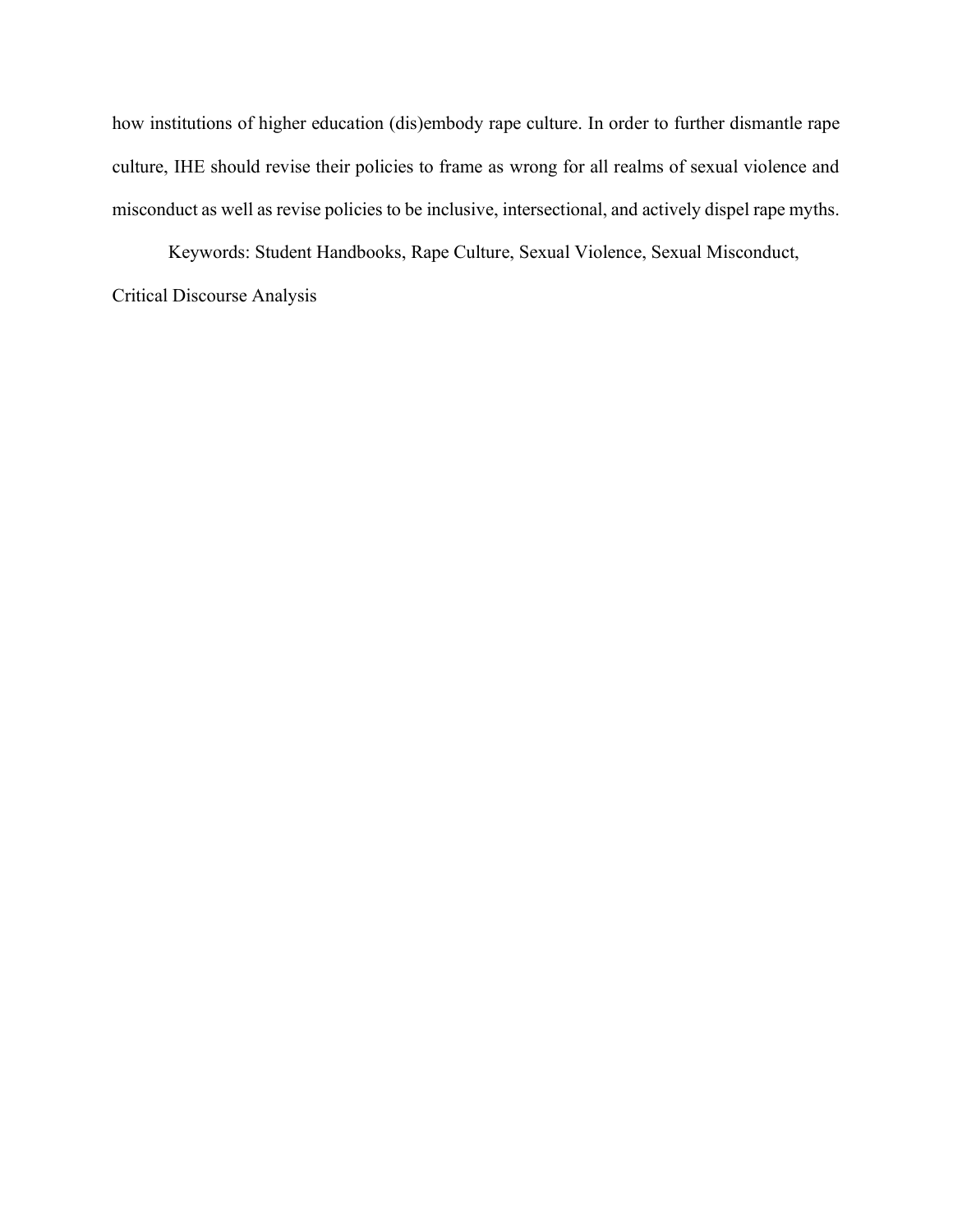how institutions of higher education (dis)embody rape culture. In order to further dismantle rape culture, IHE should revise their policies to frame as wrong for all realms of sexual violence and misconduct as well as revise policies to be inclusive, intersectional, and actively dispel rape myths.

Keywords: Student Handbooks, Rape Culture, Sexual Violence, Sexual Misconduct, Critical Discourse Analysis